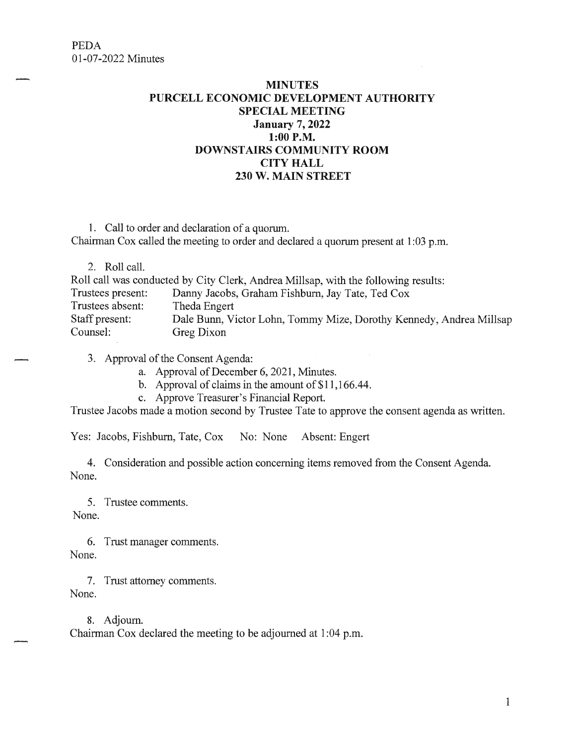PEDA
01-07-2022 Minutes

# MINUTES
# PURCELL ECONOMIC DEVELOPMENT AUTHORITY
## SPECIAL MEETING
## January 7, 2022
## 1:00 P.M.
## DOWNSTAIRS COMMUNITY ROOM
## CITY HALL
## 230 W. MAIN STREET

1. Call to order and declaration of a quorum.

Chairman Cox called the meeting to order and declared a quorum present at 1:03 p.m.

2. Roll call.

Roll call was conducted by City Clerk, Andrea Millsap, with the following results:

Trustees present: Danny Jacobs, Graham Fishburn, Jay Tate, Ted Cox
Trustees absent: Theda Engert
Staff present: Dale Bunn, Victor Lohn, Tommy Mize, Dorothy Kennedy, Andrea Millsap
Counsel: Greg Dixon

3. Approval of the Consent Agenda:
   a. Approval of December 6, 2021, Minutes.
   b. Approval of claims in the amount of $11,166.44.
   c. Approve Treasurer's Financial Report.

Trustee Jacobs made a motion second by Trustee Tate to approve the consent agenda as written.

Yes: Jacobs, Fishburn, Tate, Cox  No: None  Absent: Engert

4. Consideration and possible action concerning items removed from the Consent Agenda.

None.

5. Trustee comments.

None.

6. Trust manager comments.

None.

7. Trust attorney comments.

None.

8. Adjourn.

Chairman Cox declared the meeting to be adjourned at 1:04 p.m.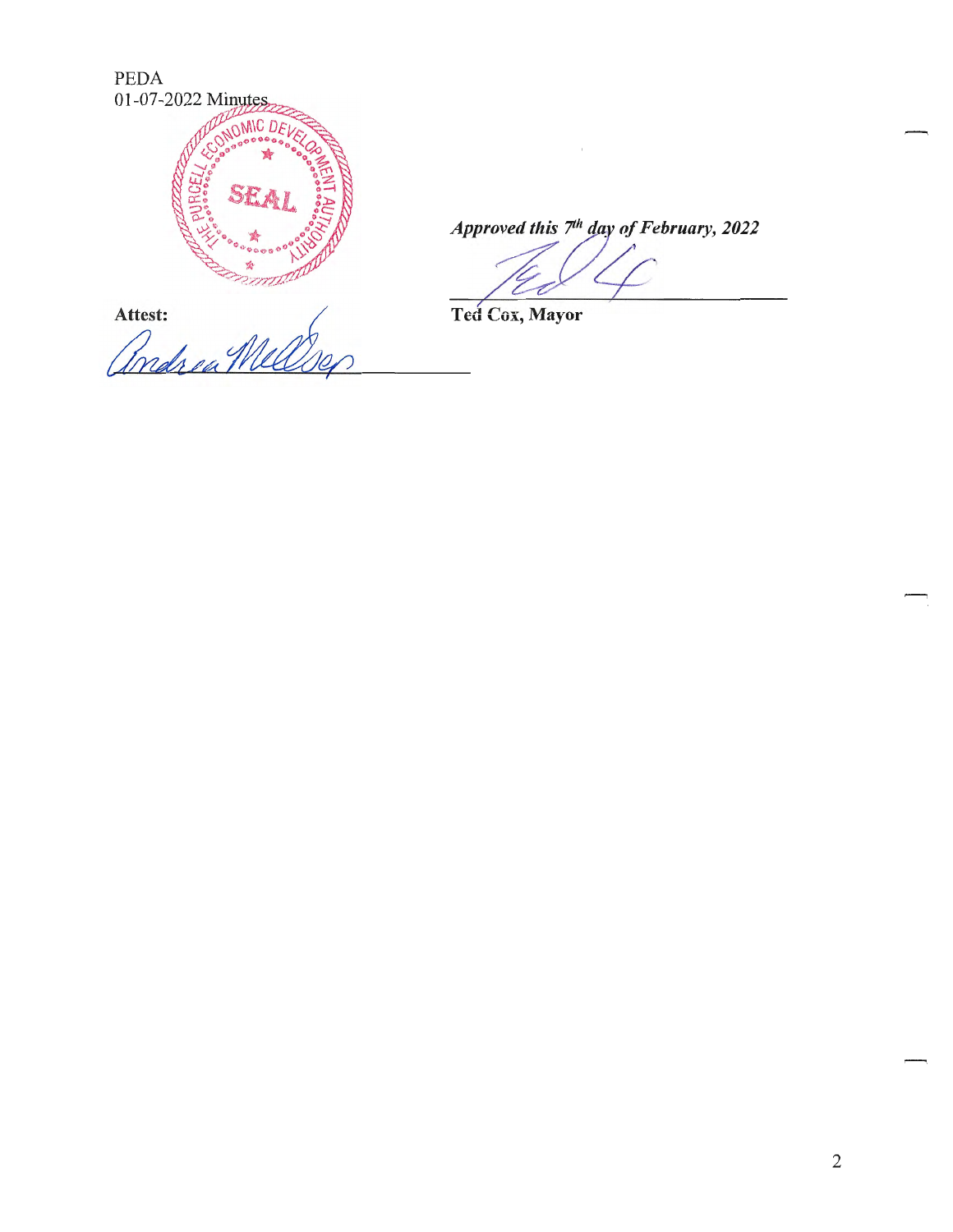PEDA
01-07-2022 Minutes

THE PURCELL ECONOMIC DEVELOPMENT AUTHORITY
SEAL

*Approved this 7th day of February, 2022*

**Ted Cox, Mayor**

**Attest:**